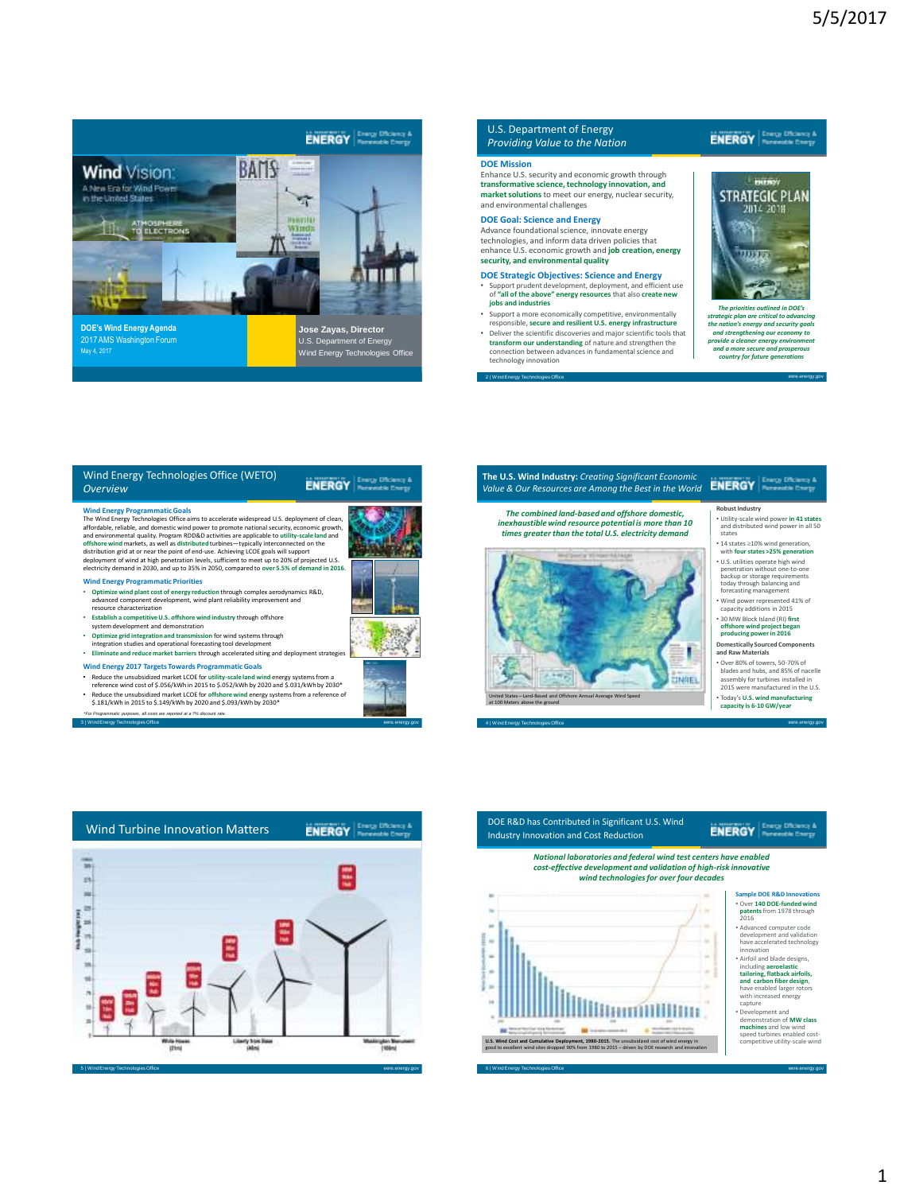## Slide 1

# Wind Vision: A New Era for Wind Power in the United States

**DOE's Wind Energy Agenda**
2017 AMS Washington Forum
May 4, 2017

**Jose Zayas, Director**
U.S. Department of Energy
Wind Energy Technologies Office

## Slide 2: U.S. Department of Energy — *Providing Value to the Nation*

### DOE Mission

Enhance U.S. security and economic growth through **transformative science, technology innovation, and market solutions** to meet our energy, nuclear security, and environmental challenges

### DOE Goal: Science and Energy

Advance foundational science, innovate energy technologies, and inform data driven policies that enhance U.S. economic growth and **job creation, energy security, and environmental quality**

### DOE Strategic Objectives: Science and Energy

- Support prudent development, deployment, and efficient use of **"all of the above" energy resources** that also **create new jobs and industries**
- Support a more economically competitive, environmentally responsible, **secure and resilient U.S. energy infrastructure**
- Deliver the scientific discoveries and major scientific tools that **transform our understanding** of nature and strengthen the connection between advances in fundamental science and technology innovation

STRATEGIC PLAN 2014-2018

*The priorities outlined in DOE's strategic plan are critical to advancing the nation's energy and security goals and strengthening our economy to provide a cleaner energy environment and a more secure and prosperous country for future generations*

## Slide 3: Wind Energy Technologies Office (WETO) — *Overview*

### Wind Energy Programmatic Goals

The Wind Energy Technologies Office aims to accelerate widespread U.S. deployment of clean, affordable, reliable, and domestic wind power to promote national security, economic growth, and environmental quality. Program RDD&D activities are applicable to **utility-scale land** and **offshore wind** markets, as well as **distributed** turbines—typically interconnected on the distribution grid at or near the point of end-use. Achieving LCOE goals will support deployment of wind at high penetration levels, sufficient to meet up to 20% of projected U.S. electricity demand in 2030, and up to 35% in 2050, compared to **over 5.5% of demand in 2016.**

### Wind Energy Programmatic Priorities

- **Optimize wind plant cost of energy reduction** through complex aerodynamics R&D, advanced component development, wind plant reliability improvement and resource characterization
- **Establish a competitive U.S. offshore wind industry** through offshore system development and demonstration
- **Optimize grid integration and transmission** for wind systems through integration studies and operational forecasting tool development
- **Eliminate and reduce market barriers** through accelerated siting and deployment strategies

### Wind Energy 2017 Targets Towards Programmatic Goals

- Reduce the unsubsidized market LCOE for **utility-scale land wind** energy systems from a reference wind cost of \$.056/kWh in 2015 to \$.052/kWh by 2020 and \$.031/kWh by 2030*
- Reduce the unsubsidized market LCOE for **offshore wind** energy systems from a reference of \$.181/kWh in 2015 to \$.149/kWh by 2020 and \$.093/kWh by 2030*

*For Programmatic purposes, all costs are reported at a 7% discount rate.

## Slide 4: The U.S. Wind Industry: *Creating Significant Economic Value & Our Resources are Among the Best in the World*

*The combined land-based and offshore domestic, inexhaustible wind resource potential is more than 10 times greater than the total U.S. electricity demand*

United States—Land-Based and Offshore Annual Average Wind Speed at 100 Meters above the ground

**Robust Industry**

- Utility-scale wind power in **41 states** and distributed wind power in all 50 states
- 14 states ≥10% wind generation, with **four states >25% generation**
- U.S. utilities operate high wind penetration without one-to-one backup or storage requirements today through balancing and forecasting management
- Wind power represented 41% of capacity additions in 2015
- 30 MW Block Island (RI) **first offshore wind project began producing power in 2016**

**Domestically Sourced Components and Raw Materials**

- Over 80% of towers, 50-70% of blades and hubs, and 85% of nacelle assembly for turbines installed in 2015 were manufactured in the U.S.
- Today's **U.S. wind manufacturing capacity is 6-10 GW/year**

## Slide 5: Wind Turbine Innovation Matters

Turbine sizes: 50kW 15m Hub; 100kW 25m Hub; 500kW 40m Hub; 1MW 50m Hub; 2MW 80m Hub; 3MW 100m Hub; 8MW 150m Hub

White House (21m); Liberty from Base (46m); Washington Monument (169m)

## Slide 6: DOE R&D has Contributed in Significant U.S. Wind Industry Innovation and Cost Reduction

*National laboratories and federal wind test centers have enabled cost-effective development and validation of high-risk innovative wind technologies for over four decades*

**U.S. Wind Cost and Cumulative Deployment, 1980-2015.** The unsubsidized cost of wind energy in good to excellent wind sites dropped 90% from 1980 to 2015 – driven by DOE research and innovation

**Sample DOE R&D Innovations**

- Over **140 DOE-funded wind patents** from 1978 through 2016
- Advanced computer code development and validation have accelerated technology innovation
- Airfoil and blade designs, including **aeroelastic tailoring, flatback airfoils, and carbon fiber design**, have enabled larger rotors with increased energy capture
- Development and demonstration of **MW class machines** and low wind speed turbines enabled cost-competitive utility-scale wind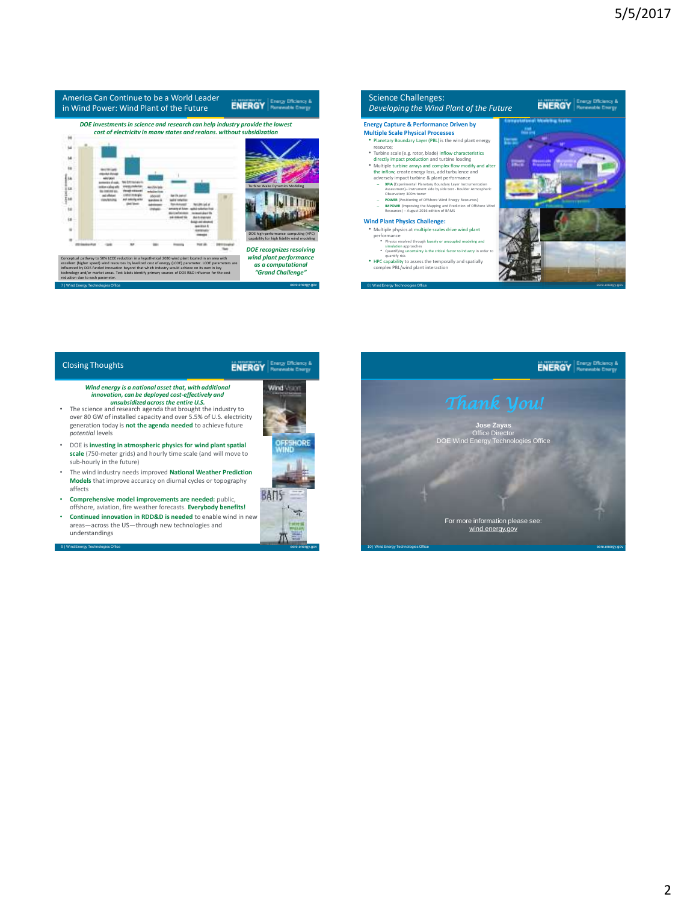## America Can Continue to be a World Leader in Wind Power: Wind Plant of the Future

***DOE investments in science and research can help industry provide the lowest cost of electricity in many states and regions, without subsidization***

Turbine Wake Dynamics Modeling

DOE high-performance computing (HPC) capability for high fidelity wind modeling

Conceptual pathway to 50% LCOE reduction in a hypothetical 2030 wind plant located in an area with excellent (higher speed) wind resources by levelized cost of energy (LCOE) parameter. LCOE parameters are influenced by DOE-funded innovation beyond that which industry would achieve on its own in key technology and/or market areas. Text labels identify primary sources of DOE R&D influence for the cost reduction due to each parameter.

***DOE recognizes resolving wind plant performance as a computational "Grand Challenge"***

## Science Challenges: *Developing the Wind Plant of the Future*

**Energy Capture & Performance Driven by Multiple Scale Physical Processes**

- Planetary Boundary Layer (PBL) is the wind plant energy resource;
- Turbine scale (e.g. rotor, blade) inflow characteristics directly impact production and turbine loading
- Multiple turbine arrays and complex flow modify and alter the inflow, create energy loss, add turbulence and adversely impact turbine & plant performance
  - **XPIA** (Experimental Planetary Boundary Layer Instrumentation Assessment)– instrument side by side test - Boulder Atmospheric Observatory 300m tower
  - **POWER** (Positioning of Offshore Wind Energy Resources)
  - **IMPOWR** (Improving the Mapping and Prediction of Offshore Wind Resources) – August 2016 edition of BAMS

**Wind Plant Physics Challenge:**

- Multiple physics at multiple scales drive wind plant performance
  - Physics resolved through loosely or uncoupled modeling and simulation approaches
  - Quantifying uncertainty is the critical factor to industry in order to quantify risk.
- HPC capability to assess the temporally and spatially complex PBL/wind plant interaction

## Closing Thoughts

***Wind energy is a national asset that, with additional innovation, can be deployed cost-effectively and unsubsidized across the entire U.S.***

- The science and research agenda that brought the industry to over 80 GW of installed capacity and over 5.5% of U.S. electricity generation today is **not the agenda needed** to achieve future *potential* levels
- DOE is **investing in atmospheric physics for wind plant spatial scale** (750-meter grids) and hourly time scale (and will move to sub-hourly in the future)
- The wind industry needs improved **National Weather Prediction Models** that improve accuracy on diurnal cycles or topography affects
- **Comprehensive model improvements are needed:** public, offshore, aviation, fire weather forecasts. **Everybody benefits!**
- **Continued innovation in RDD&D is needed** to enable wind in new areas—across the US—through new technologies and understandings

## Thank You!

**Jose Zayas**
Office Director
DOE Wind Energy Technologies Office

For more information please see:
wind.energy.gov